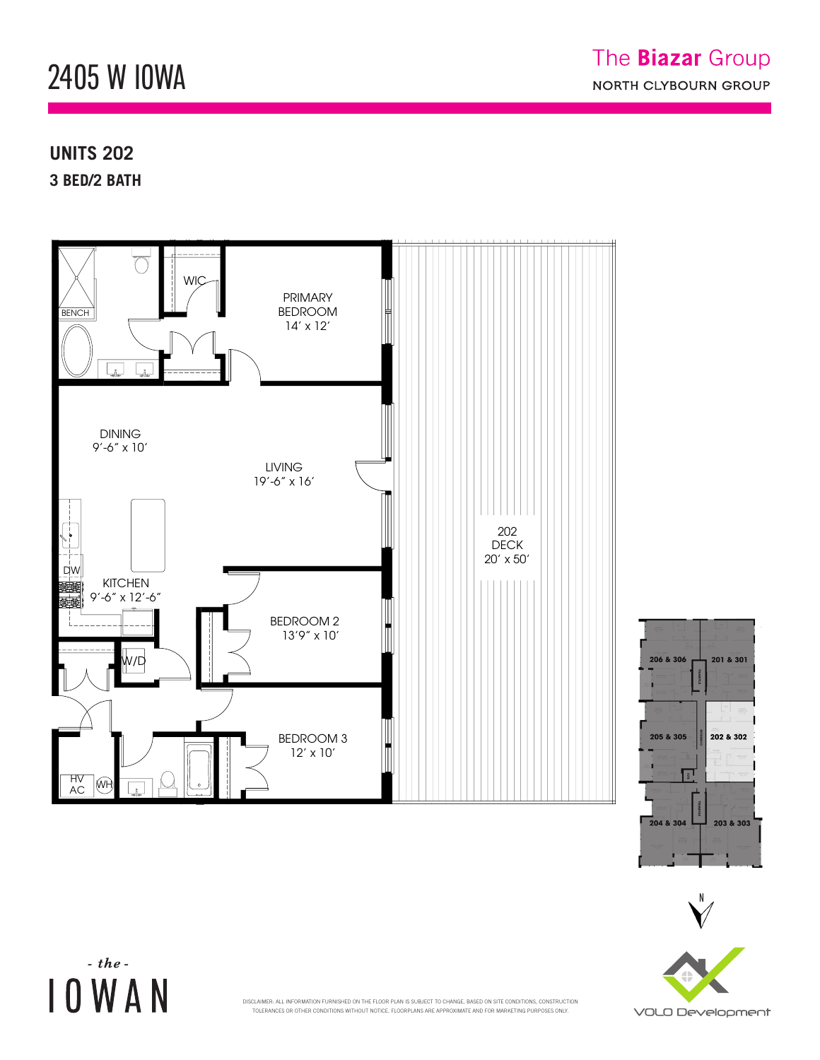# 2405 W IOWA

The **Biazar** Group
NORTH CLYBOURN GROUP

## UNITS 202

### 3 BED/2 BATH

PRIMARY BEDROOM
14′ x 12′

WIC

BENCH

DINING
9′-6″ x 10′

LIVING
19′-6″ x 16′

202
DECK
20′ x 50′

DW

KITCHEN
9′-6″ x 12′-6″

BEDROOM 2
13′9″ x 10′

W/D

BEDROOM 3
12′ x 10′

HV
AC

WH

206 & 306

201 & 301

205 & 305

202 & 302

204 & 304

203 & 303

N

- the -
IOWAN

DISCLAIMER: ALL INFORMATION FURNISHED ON THE FLOOR PLAN IS SUBJECT TO CHANGE, BASED ON SITE CONDITIONS, CONSTRUCTION TOLERANCES OR OTHER CONDITIONS WITHOUT NOTICE. FLOORPLANS ARE APPROXIMATE AND FOR MARKETING PURPOSES ONLY.

VOLO Development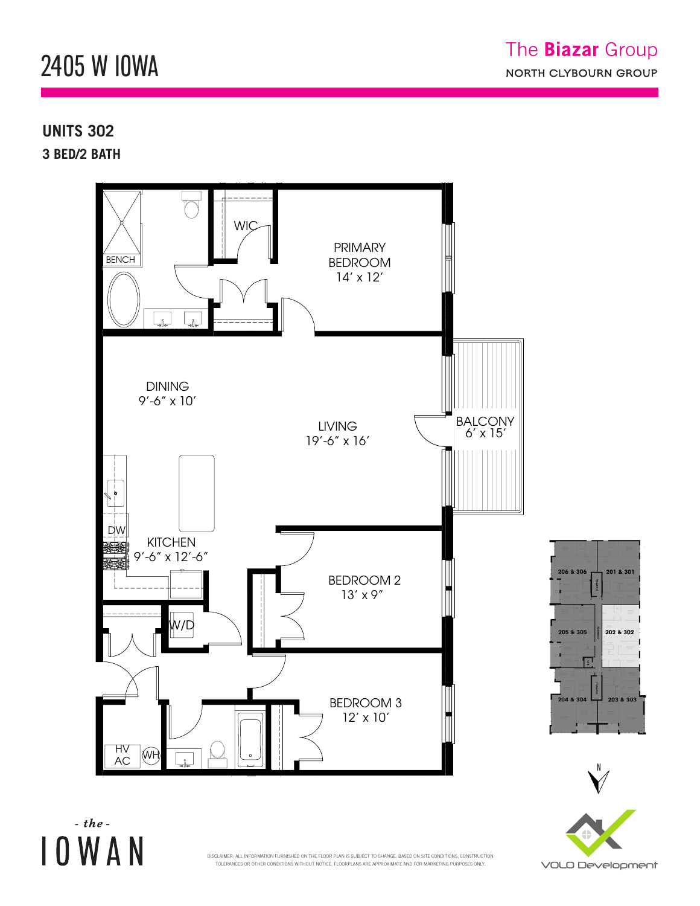# 2405 W IOWA

The **Biazar** Group
NORTH CLYBOURN GROUP

## UNITS 302

### 3 BED/2 BATH

WIC

BENCH

PRIMARY BEDROOM
14' x 12'

DINING
9'-6" x 10'

LIVING
19'-6" x 16'

BALCONY
6' x 15'

DW

KITCHEN
9'-6" x 12'-6"

BEDROOM 2
13' x 9"

W/D

BEDROOM 3
12' x 10'

HV AC

WH

206 & 306
201 & 301
205 & 305
202 & 302
204 & 304
203 & 303

N

- the -
IOWAN

DISCLAIMER: ALL INFORMATION FURNISHED ON THE FLOOR PLAN IS SUBJECT TO CHANGE, BASED ON SITE CONDITIONS, CONSTRUCTION TOLERANCES OR OTHER CONDITIONS WITHOUT NOTICE. FLOORPLANS ARE APPROXIMATE AND FOR MARKETING PURPOSES ONLY.

VOLO Development